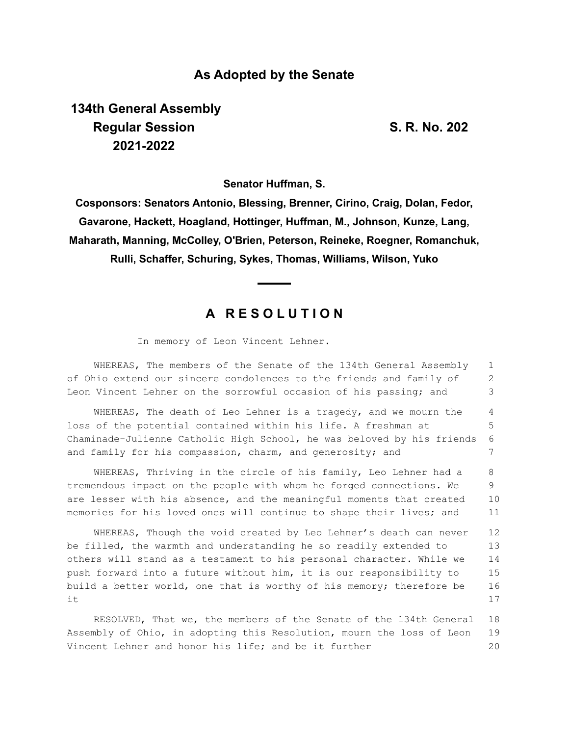**As Adopted by the Senate**

**134th General Assembly**
**Regular Session**
**2021-2022**

**S. R. No. 202**

**Senator Huffman, S.**

**Cosponsors: Senators Antonio, Blessing, Brenner, Cirino, Craig, Dolan, Fedor, Gavarone, Hackett, Hoagland, Hottinger, Huffman, M., Johnson, Kunze, Lang, Maharath, Manning, McColley, O'Brien, Peterson, Reineke, Roegner, Romanchuk, Rulli, Schaffer, Schuring, Sykes, Thomas, Williams, Wilson, Yuko**

---

## A RESOLUTION

In memory of Leon Vincent Lehner.

WHEREAS, The members of the Senate of the 134th General Assembly of Ohio extend our sincere condolences to the friends and family of Leon Vincent Lehner on the sorrowful occasion of his passing; and

WHEREAS, The death of Leo Lehner is a tragedy, and we mourn the loss of the potential contained within his life. A freshman at Chaminade-Julienne Catholic High School, he was beloved by his friends and family for his compassion, charm, and generosity; and

WHEREAS, Thriving in the circle of his family, Leo Lehner had a tremendous impact on the people with whom he forged connections. We are lesser with his absence, and the meaningful moments that created memories for his loved ones will continue to shape their lives; and

WHEREAS, Though the void created by Leo Lehner's death can never be filled, the warmth and understanding he so readily extended to others will stand as a testament to his personal character. While we push forward into a future without him, it is our responsibility to build a better world, one that is worthy of his memory; therefore be it

RESOLVED, That we, the members of the Senate of the 134th General Assembly of Ohio, in adopting this Resolution, mourn the loss of Leon Vincent Lehner and honor his life; and be it further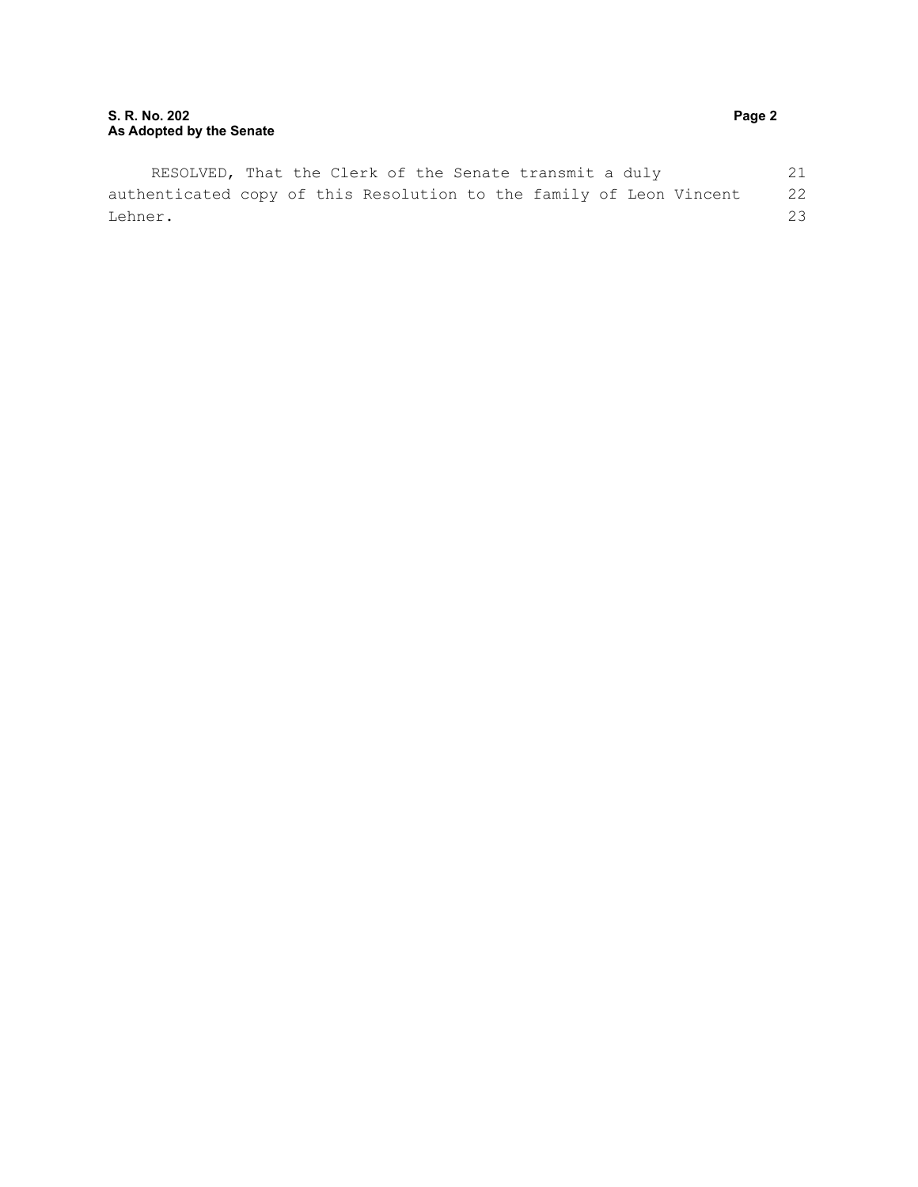RESOLVED, That the Clerk of the Senate transmit a duly authenticated copy of this Resolution to the family of Leon Vincent Lehner.